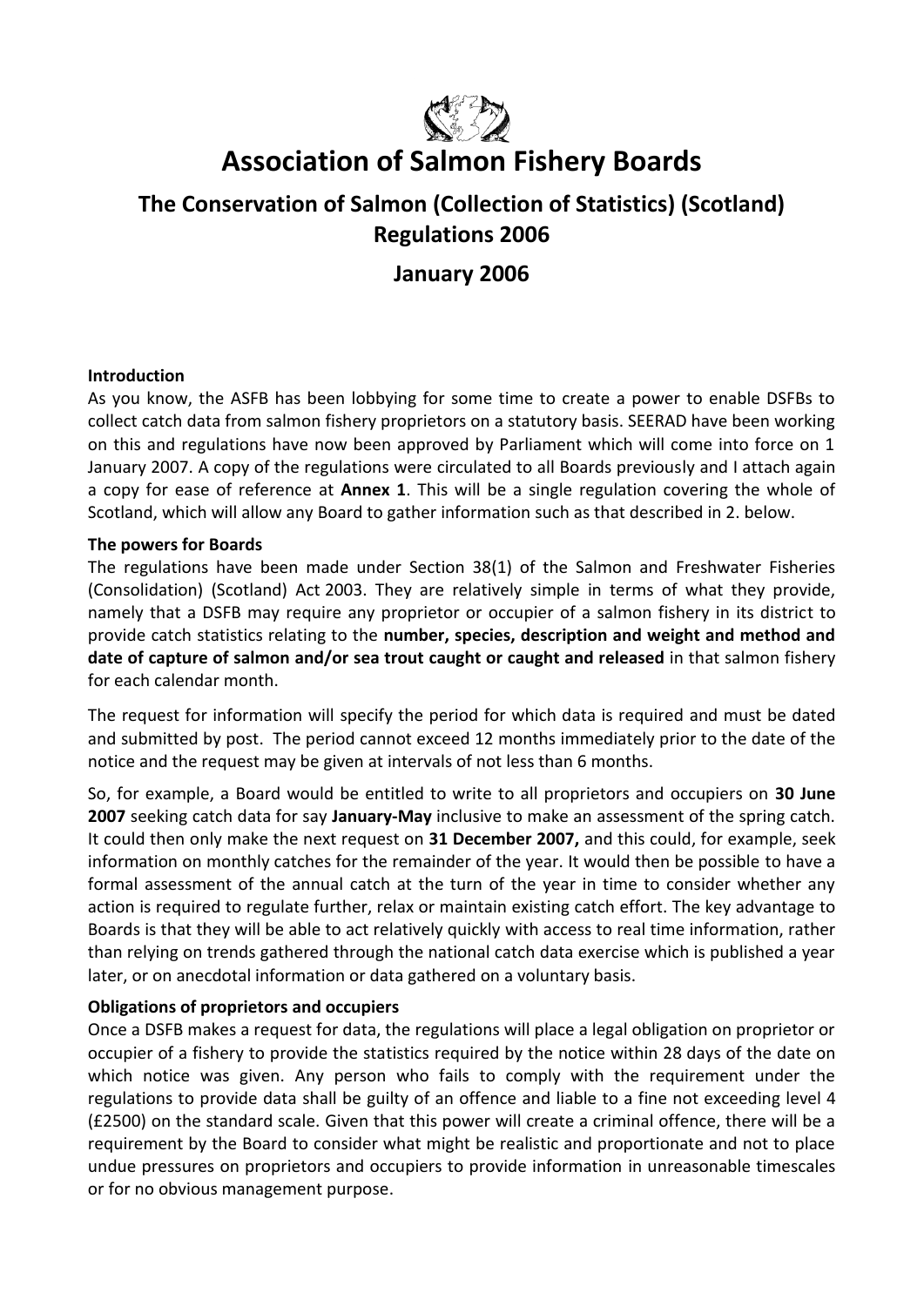# Association of Salmon Fishery Boards

## The Conservation of Salmon (Collection of Statistics) (Scotland) Regulations 2006

## January 2006

**Introduction**

As you know, the ASFB has been lobbying for some time to create a power to enable DSFBs to collect catch data from salmon fishery proprietors on a statutory basis. SEERAD have been working on this and regulations have now been approved by Parliament which will come into force on 1 January 2007. A copy of the regulations were circulated to all Boards previously and I attach again a copy for ease of reference at **Annex 1**. This will be a single regulation covering the whole of Scotland, which will allow any Board to gather information such as that described in 2. below.

**The powers for Boards**

The regulations have been made under Section 38(1) of the Salmon and Freshwater Fisheries (Consolidation) (Scotland) Act 2003. They are relatively simple in terms of what they provide, namely that a DSFB may require any proprietor or occupier of a salmon fishery in its district to provide catch statistics relating to the **number, species, description and weight and method and date of capture of salmon and/or sea trout caught or caught and released** in that salmon fishery for each calendar month.

The request for information will specify the period for which data is required and must be dated and submitted by post. The period cannot exceed 12 months immediately prior to the date of the notice and the request may be given at intervals of not less than 6 months.

So, for example, a Board would be entitled to write to all proprietors and occupiers on **30 June 2007** seeking catch data for say **January-May** inclusive to make an assessment of the spring catch. It could then only make the next request on **31 December 2007,** and this could, for example, seek information on monthly catches for the remainder of the year. It would then be possible to have a formal assessment of the annual catch at the turn of the year in time to consider whether any action is required to regulate further, relax or maintain existing catch effort. The key advantage to Boards is that they will be able to act relatively quickly with access to real time information, rather than relying on trends gathered through the national catch data exercise which is published a year later, or on anecdotal information or data gathered on a voluntary basis.

**Obligations of proprietors and occupiers**

Once a DSFB makes a request for data, the regulations will place a legal obligation on proprietor or occupier of a fishery to provide the statistics required by the notice within 28 days of the date on which notice was given. Any person who fails to comply with the requirement under the regulations to provide data shall be guilty of an offence and liable to a fine not exceeding level 4 (£2500) on the standard scale. Given that this power will create a criminal offence, there will be a requirement by the Board to consider what might be realistic and proportionate and not to place undue pressures on proprietors and occupiers to provide information in unreasonable timescales or for no obvious management purpose.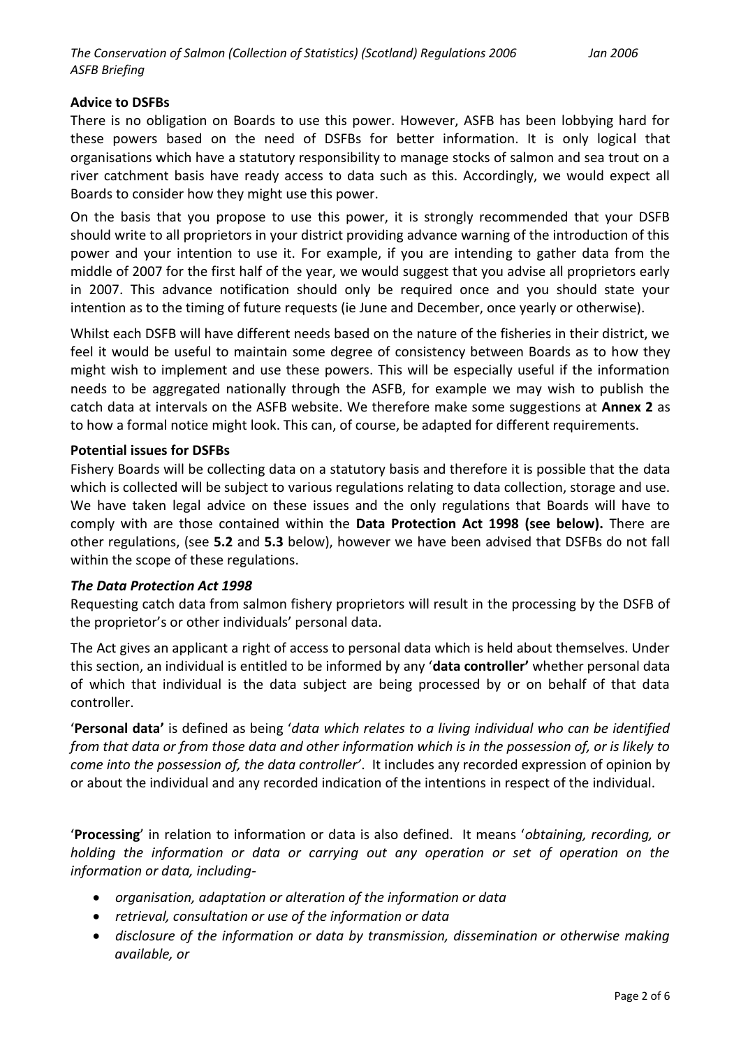**Advice to DSFBs**

There is no obligation on Boards to use this power. However, ASFB has been lobbying hard for these powers based on the need of DSFBs for better information. It is only logical that organisations which have a statutory responsibility to manage stocks of salmon and sea trout on a river catchment basis have ready access to data such as this. Accordingly, we would expect all Boards to consider how they might use this power.

On the basis that you propose to use this power, it is strongly recommended that your DSFB should write to all proprietors in your district providing advance warning of the introduction of this power and your intention to use it. For example, if you are intending to gather data from the middle of 2007 for the first half of the year, we would suggest that you advise all proprietors early in 2007. This advance notification should only be required once and you should state your intention as to the timing of future requests (ie June and December, once yearly or otherwise).

Whilst each DSFB will have different needs based on the nature of the fisheries in their district, we feel it would be useful to maintain some degree of consistency between Boards as to how they might wish to implement and use these powers. This will be especially useful if the information needs to be aggregated nationally through the ASFB, for example we may wish to publish the catch data at intervals on the ASFB website. We therefore make some suggestions at **Annex 2** as to how a formal notice might look. This can, of course, be adapted for different requirements.

**Potential issues for DSFBs**

Fishery Boards will be collecting data on a statutory basis and therefore it is possible that the data which is collected will be subject to various regulations relating to data collection, storage and use. We have taken legal advice on these issues and the only regulations that Boards will have to comply with are those contained within the **Data Protection Act 1998 (see below).** There are other regulations, (see **5.2** and **5.3** below), however we have been advised that DSFBs do not fall within the scope of these regulations.

***The Data Protection Act 1998***

Requesting catch data from salmon fishery proprietors will result in the processing by the DSFB of the proprietor's or other individuals' personal data.

The Act gives an applicant a right of access to personal data which is held about themselves. Under this section, an individual is entitled to be informed by any '**data controller'** whether personal data of which that individual is the data subject are being processed by or on behalf of that data controller.

'**Personal data'** is defined as being '*data which relates to a living individual who can be identified from that data or from those data and other information which is in the possession of, or is likely to come into the possession of, the data controller'*. It includes any recorded expression of opinion by or about the individual and any recorded indication of the intentions in respect of the individual.

'**Processing**' in relation to information or data is also defined. It means '*obtaining, recording, or holding the information or data or carrying out any operation or set of operation on the information or data, including-*

- *organisation, adaptation or alteration of the information or data*
- *retrieval, consultation or use of the information or data*
- *disclosure of the information or data by transmission, dissemination or otherwise making available, or*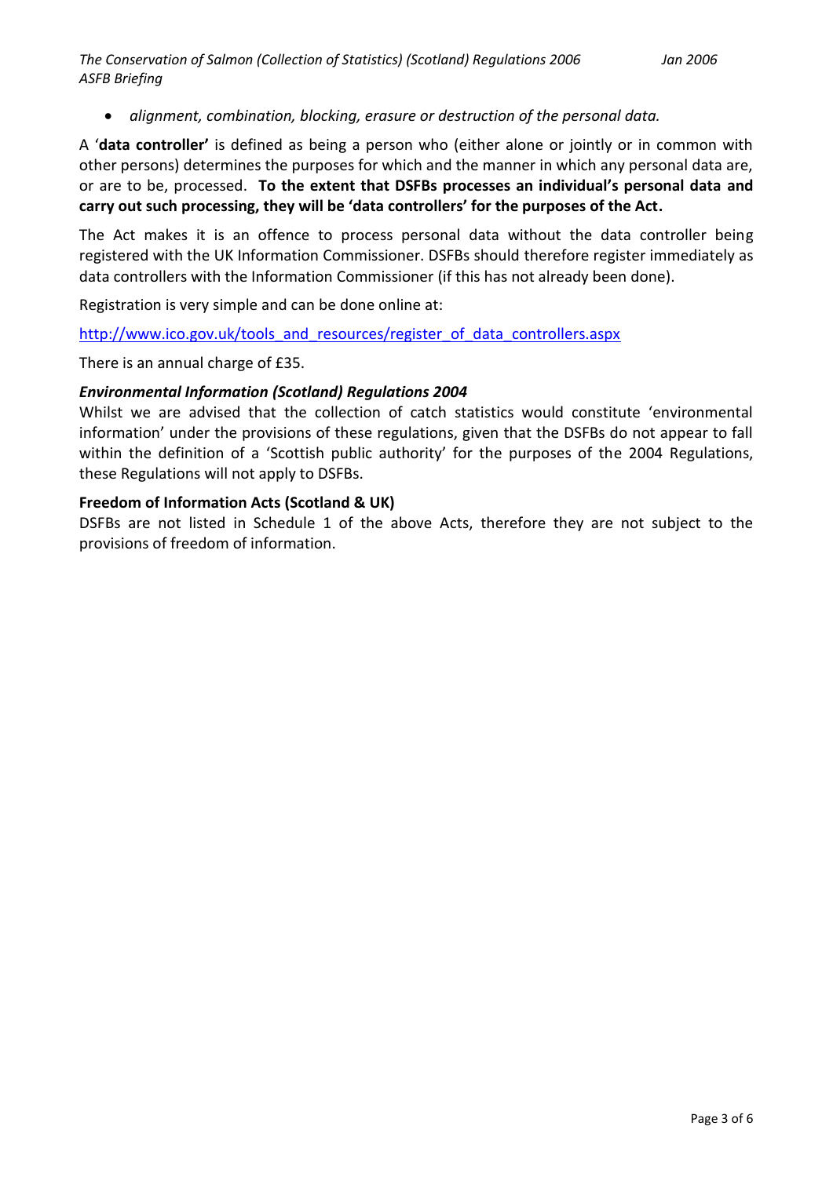- *alignment, combination, blocking, erasure or destruction of the personal data.*

A '**data controller'** is defined as being a person who (either alone or jointly or in common with other persons) determines the purposes for which and the manner in which any personal data are, or are to be, processed. **To the extent that DSFBs processes an individual's personal data and carry out such processing, they will be 'data controllers' for the purposes of the Act.**

The Act makes it is an offence to process personal data without the data controller being registered with the UK Information Commissioner. DSFBs should therefore register immediately as data controllers with the Information Commissioner (if this has not already been done).

Registration is very simple and can be done online at:

http://www.ico.gov.uk/tools_and_resources/register_of_data_controllers.aspx

There is an annual charge of £35.

***Environmental Information (Scotland) Regulations 2004***

Whilst we are advised that the collection of catch statistics would constitute 'environmental information' under the provisions of these regulations, given that the DSFBs do not appear to fall within the definition of a 'Scottish public authority' for the purposes of the 2004 Regulations, these Regulations will not apply to DSFBs.

**Freedom of Information Acts (Scotland & UK)**

DSFBs are not listed in Schedule 1 of the above Acts, therefore they are not subject to the provisions of freedom of information.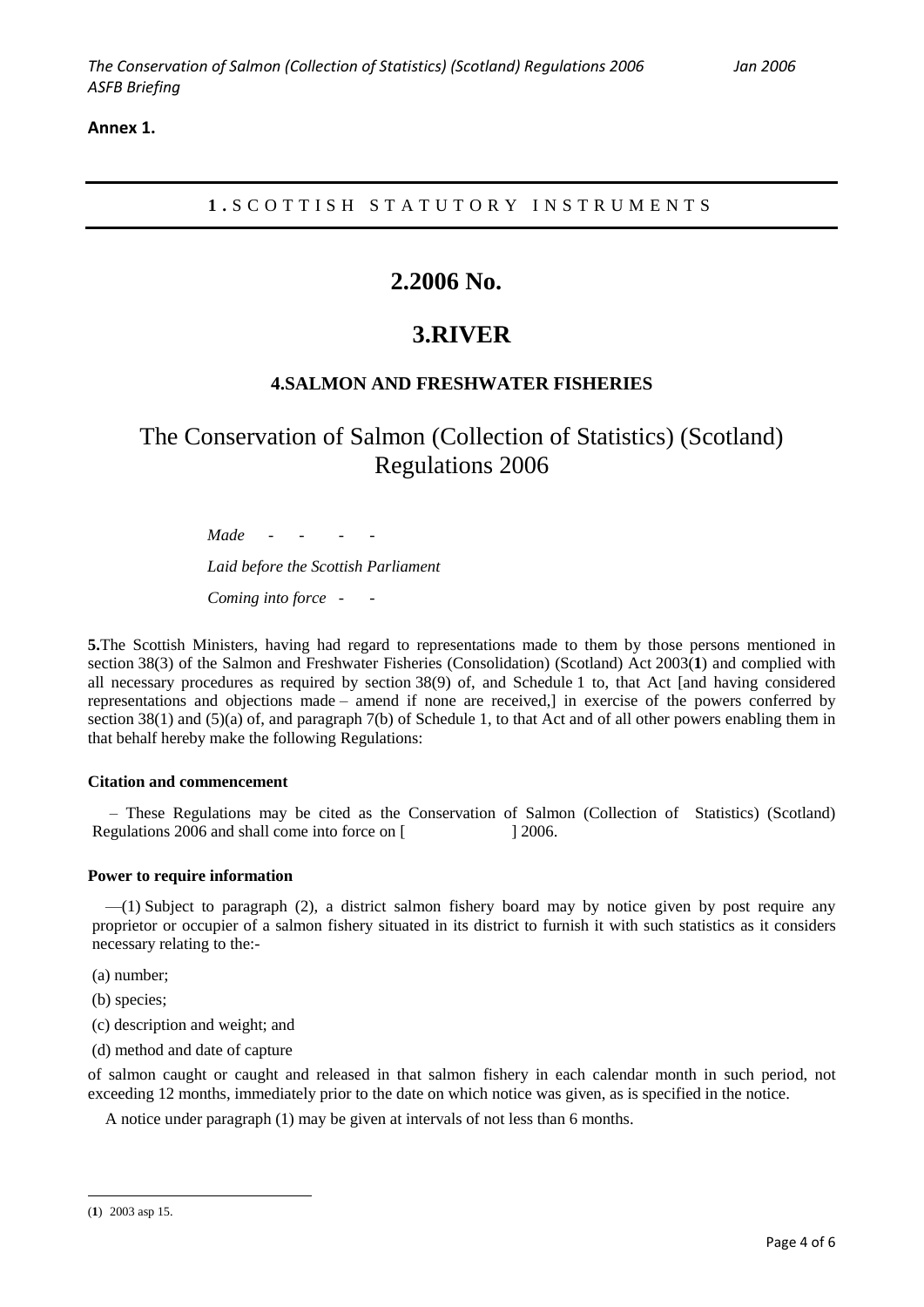**Annex 1.**

1 . SCOTTISH STATUTORY INSTRUMENTS

# 2.2006 No.

# 3.RIVER

### 4.SALMON AND FRESHWATER FISHERIES

## The Conservation of Salmon (Collection of Statistics) (Scotland) Regulations 2006

*Made - - - -*

*Laid before the Scottish Parliament*

*Coming into force - -*

**5.**The Scottish Ministers, having had regard to representations made to them by those persons mentioned in section 38(3) of the Salmon and Freshwater Fisheries (Consolidation) (Scotland) Act 2003(**1**) and complied with all necessary procedures as required by section 38(9) of, and Schedule 1 to, that Act [and having considered representations and objections made – amend if none are received,] in exercise of the powers conferred by section 38(1) and (5)(a) of, and paragraph 7(b) of Schedule 1, to that Act and of all other powers enabling them in that behalf hereby make the following Regulations:

**Citation and commencement**

– These Regulations may be cited as the Conservation of Salmon (Collection of Statistics) (Scotland) Regulations 2006 and shall come into force on [ ] 2006.

**Power to require information**

—(1) Subject to paragraph (2), a district salmon fishery board may by notice given by post require any proprietor or occupier of a salmon fishery situated in its district to furnish it with such statistics as it considers necessary relating to the:-

(a) number;

(b) species;

(c) description and weight; and

(d) method and date of capture

of salmon caught or caught and released in that salmon fishery in each calendar month in such period, not exceeding 12 months, immediately prior to the date on which notice was given, as is specified in the notice.

A notice under paragraph (1) may be given at intervals of not less than 6 months.

(**1**) 2003 asp 15.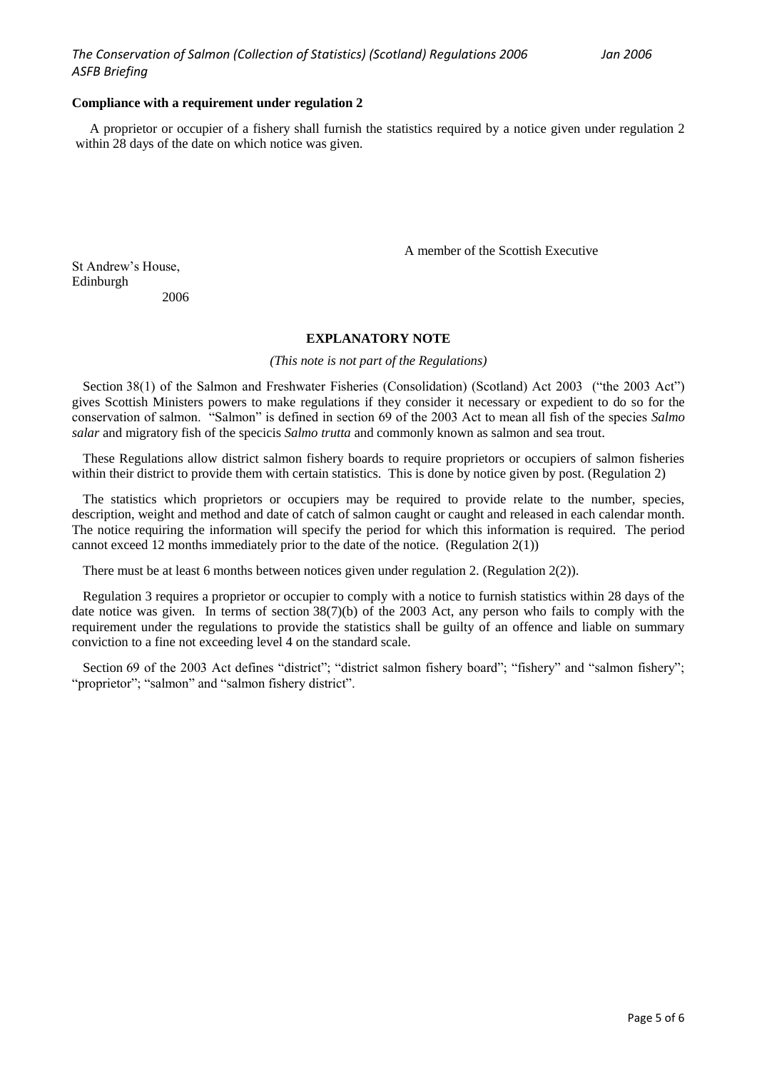**Compliance with a requirement under regulation 2**

A proprietor or occupier of a fishery shall furnish the statistics required by a notice given under regulation 2 within 28 days of the date on which notice was given.

A member of the Scottish Executive

St Andrew's House,
Edinburgh
2006

**EXPLANATORY NOTE**

*(This note is not part of the Regulations)*

Section 38(1) of the Salmon and Freshwater Fisheries (Consolidation) (Scotland) Act 2003 ("the 2003 Act") gives Scottish Ministers powers to make regulations if they consider it necessary or expedient to do so for the conservation of salmon. "Salmon" is defined in section 69 of the 2003 Act to mean all fish of the species *Salmo salar* and migratory fish of the specicis *Salmo trutta* and commonly known as salmon and sea trout.

These Regulations allow district salmon fishery boards to require proprietors or occupiers of salmon fisheries within their district to provide them with certain statistics. This is done by notice given by post. (Regulation 2)

The statistics which proprietors or occupiers may be required to provide relate to the number, species, description, weight and method and date of catch of salmon caught or caught and released in each calendar month. The notice requiring the information will specify the period for which this information is required. The period cannot exceed 12 months immediately prior to the date of the notice. (Regulation 2(1))

There must be at least 6 months between notices given under regulation 2. (Regulation 2(2)).

Regulation 3 requires a proprietor or occupier to comply with a notice to furnish statistics within 28 days of the date notice was given. In terms of section 38(7)(b) of the 2003 Act, any person who fails to comply with the requirement under the regulations to provide the statistics shall be guilty of an offence and liable on summary conviction to a fine not exceeding level 4 on the standard scale.

Section 69 of the 2003 Act defines "district"; "district salmon fishery board"; "fishery" and "salmon fishery"; "proprietor"; "salmon" and "salmon fishery district".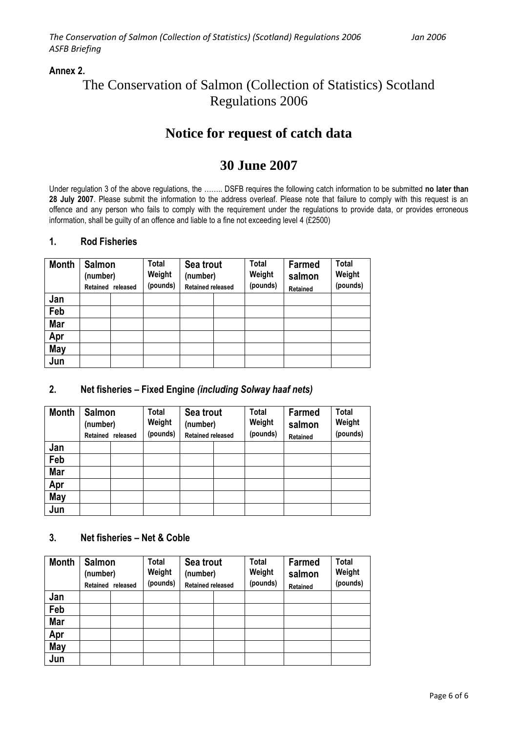**Annex 2.**

# The Conservation of Salmon (Collection of Statistics) Scotland Regulations 2006

## Notice for request of catch data

## 30 June 2007

Under regulation 3 of the above regulations, the …….. DSFB requires the following catch information to be submitted **no later than 28 July 2007**. Please submit the information to the address overleaf. Please note that failure to comply with this request is an offence and any person who fails to comply with the requirement under the regulations to provide data, or provides erroneous information, shall be guilty of an offence and liable to a fine not exceeding level 4 (£2500)

### 1. Rod Fisheries

| Month | Salmon (number) | | Total Weight (pounds) | Sea trout (number) | | Total Weight (pounds) | Farmed salmon | Total Weight (pounds) |
|---|---|---|---|---|---|---|---|---|
| | Retained | released | | Retained | released | | Retained | |
| Jan | | | | | | | | |
| Feb | | | | | | | | |
| Mar | | | | | | | | |
| Apr | | | | | | | | |
| May | | | | | | | | |
| Jun | | | | | | | | |

### 2. Net fisheries – Fixed Engine *(including Solway haaf nets)*

| Month | Salmon (number) | | Total Weight (pounds) | Sea trout (number) | | Total Weight (pounds) | Farmed salmon | Total Weight (pounds) |
|---|---|---|---|---|---|---|---|---|
| | Retained | released | | Retained | released | | Retained | |
| Jan | | | | | | | | |
| Feb | | | | | | | | |
| Mar | | | | | | | | |
| Apr | | | | | | | | |
| May | | | | | | | | |
| Jun | | | | | | | | |

### 3. Net fisheries – Net & Coble

| Month | Salmon (number) | | Total Weight (pounds) | Sea trout (number) | | Total Weight (pounds) | Farmed salmon | Total Weight (pounds) |
|---|---|---|---|---|---|---|---|---|
| | Retained | released | | Retained | released | | Retained | |
| Jan | | | | | | | | |
| Feb | | | | | | | | |
| Mar | | | | | | | | |
| Apr | | | | | | | | |
| May | | | | | | | | |
| Jun | | | | | | | | |